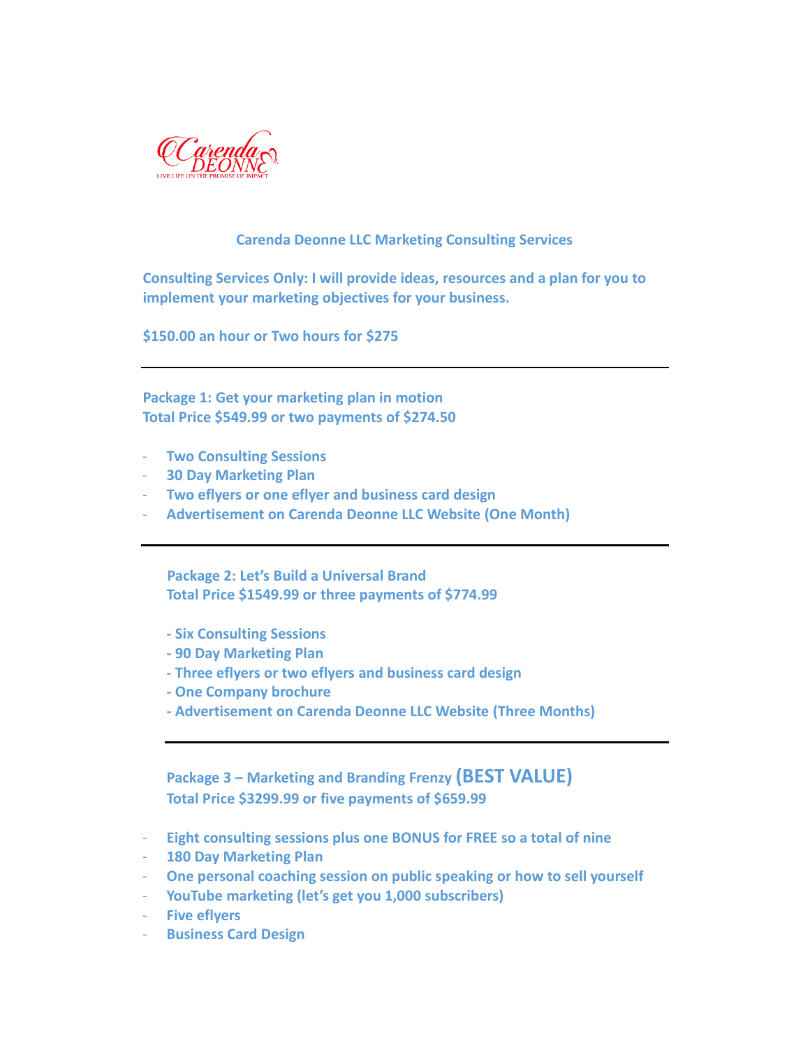Carenda DEONNE

LIVE LIFE ON THE PROMISE OF IMPACT

## Carenda Deonne LLC Marketing Consulting Services

**Consulting Services Only: I will provide ideas, resources and a plan for you to implement your marketing objectives for your business.**

**$150.00 an hour or Two hours for $275**

---

### Package 1: Get your marketing plan in motion
**Total Price $549.99 or two payments of $274.50**

- Two Consulting Sessions
- 30 Day Marketing Plan
- Two eflyers or one eflyer and business card design
- Advertisement on Carenda Deonne LLC Website (One Month)

---

### Package 2: Let's Build a Universal Brand
**Total Price $1549.99 or three payments of $774.99**

- Six Consulting Sessions
- 90 Day Marketing Plan
- Three eflyers or two eflyers and business card design
- One Company brochure
- Advertisement on Carenda Deonne LLC Website (Three Months)

---

### Package 3 – Marketing and Branding Frenzy (BEST VALUE)
**Total Price $3299.99 or five payments of $659.99**

- Eight consulting sessions plus one BONUS for FREE so a total of nine
- 180 Day Marketing Plan
- One personal coaching session on public speaking or how to sell yourself
- YouTube marketing (let's get you 1,000 subscribers)
- Five eflyers
- Business Card Design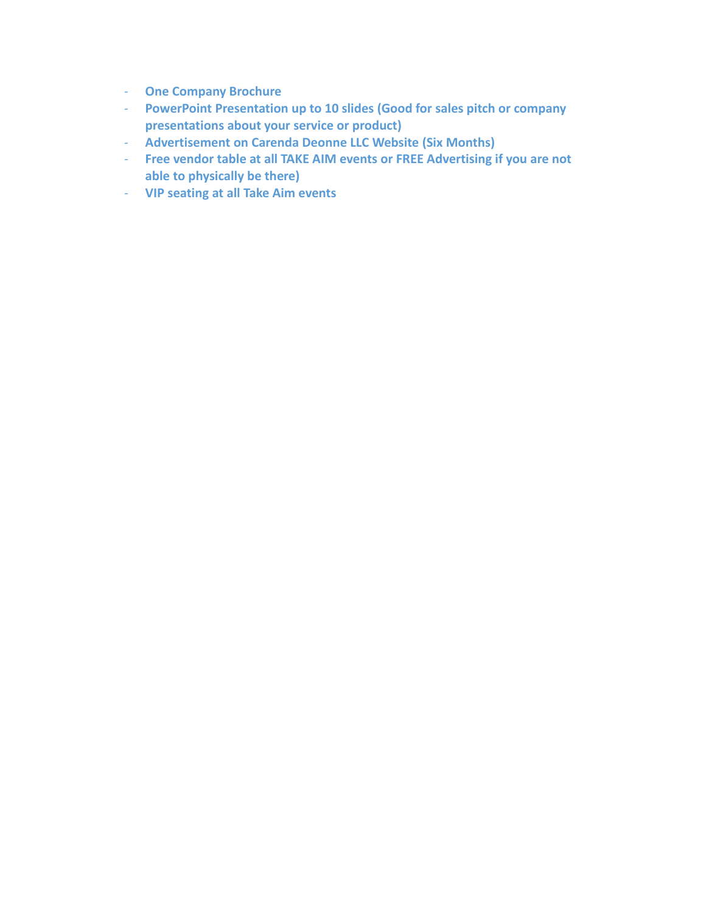- **One Company Brochure**
- **PowerPoint Presentation up to 10 slides (Good for sales pitch or company presentations about your service or product)**
- **Advertisement on Carenda Deonne LLC Website (Six Months)**
- **Free vendor table at all TAKE AIM events or FREE Advertising if you are not able to physically be there)**
- **VIP seating at all Take Aim events**